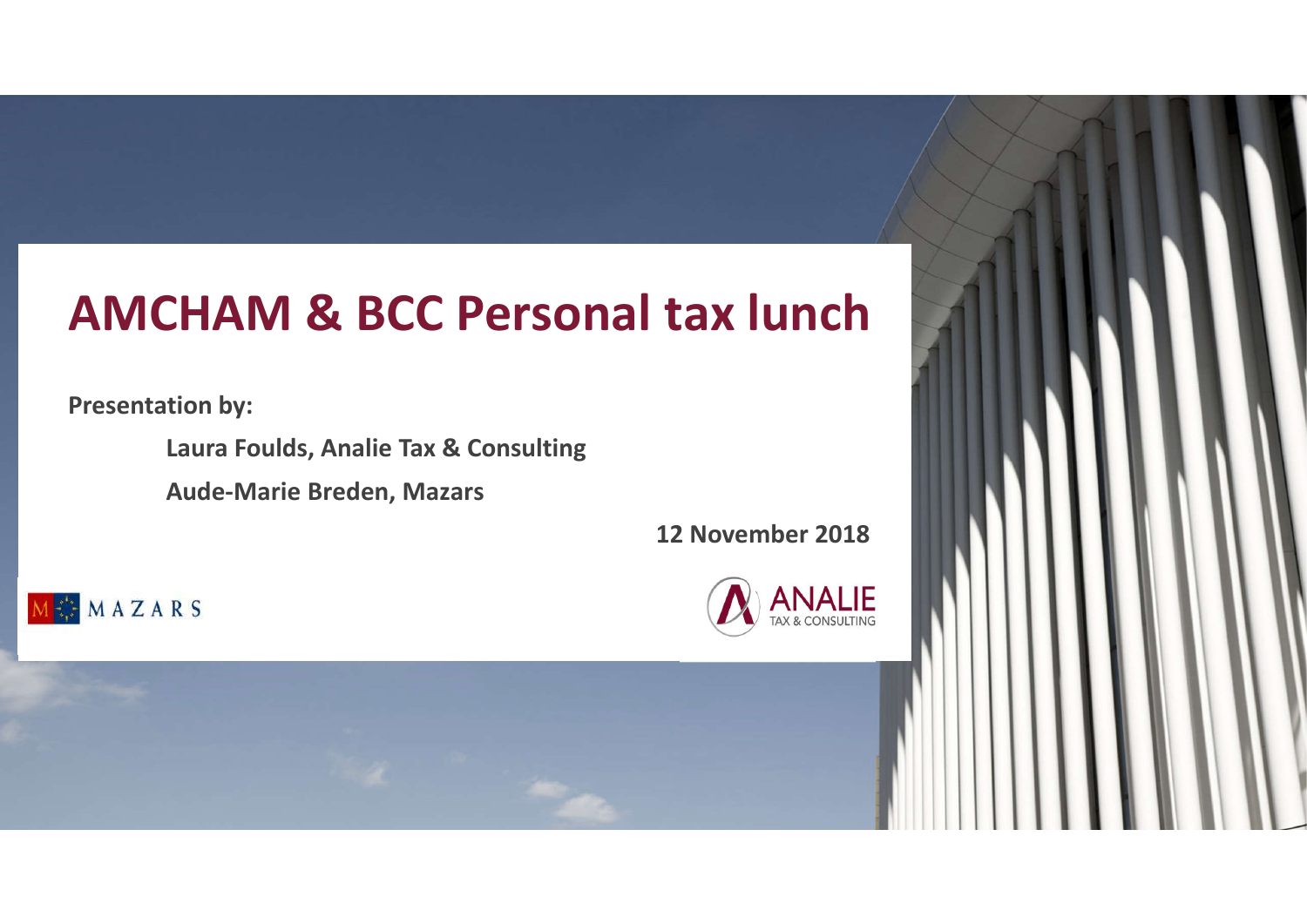# AMCHAM & BCC Personal tax lunch

**Presentation by:**

**Laura Foulds, Analie Tax & Consulting**

**Aude-Marie Breden, Mazars**

**12 November 2018**

MAZARS

ANALIE
TAX & CONSULTING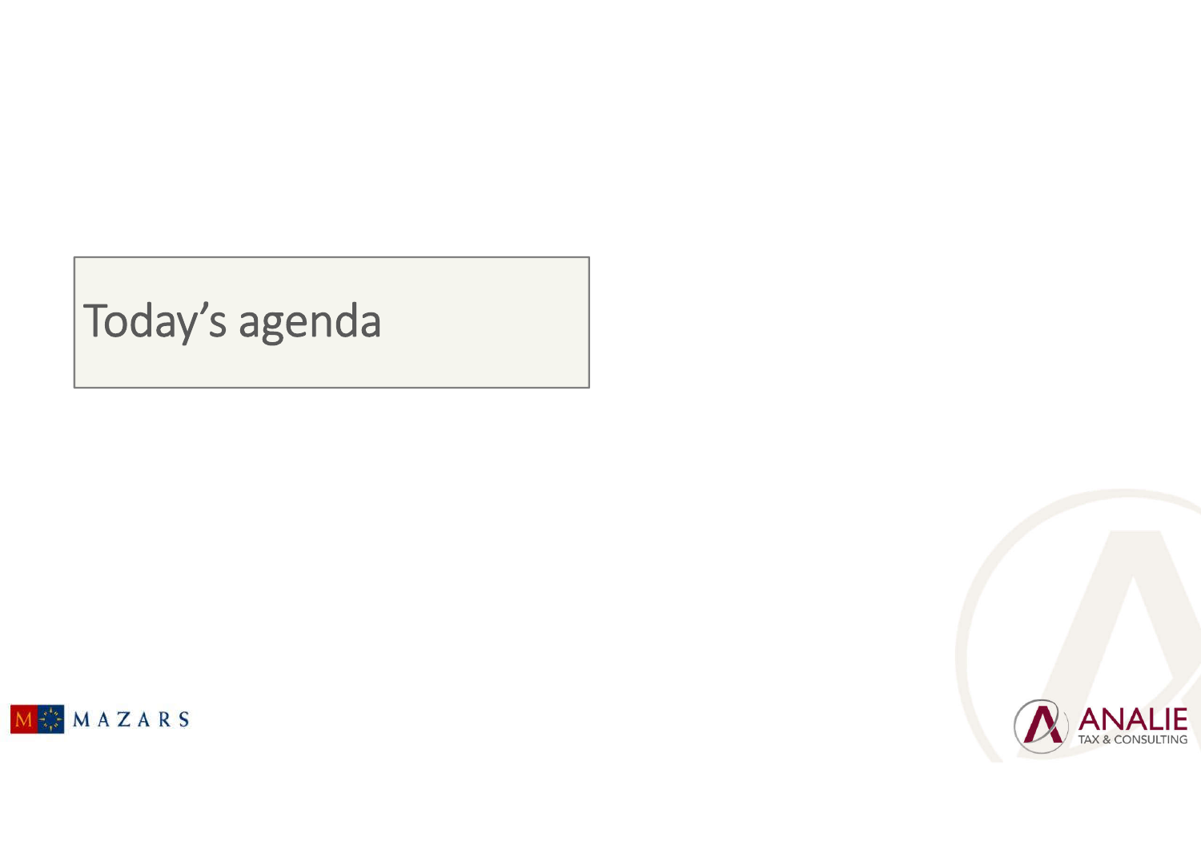# Today’s agenda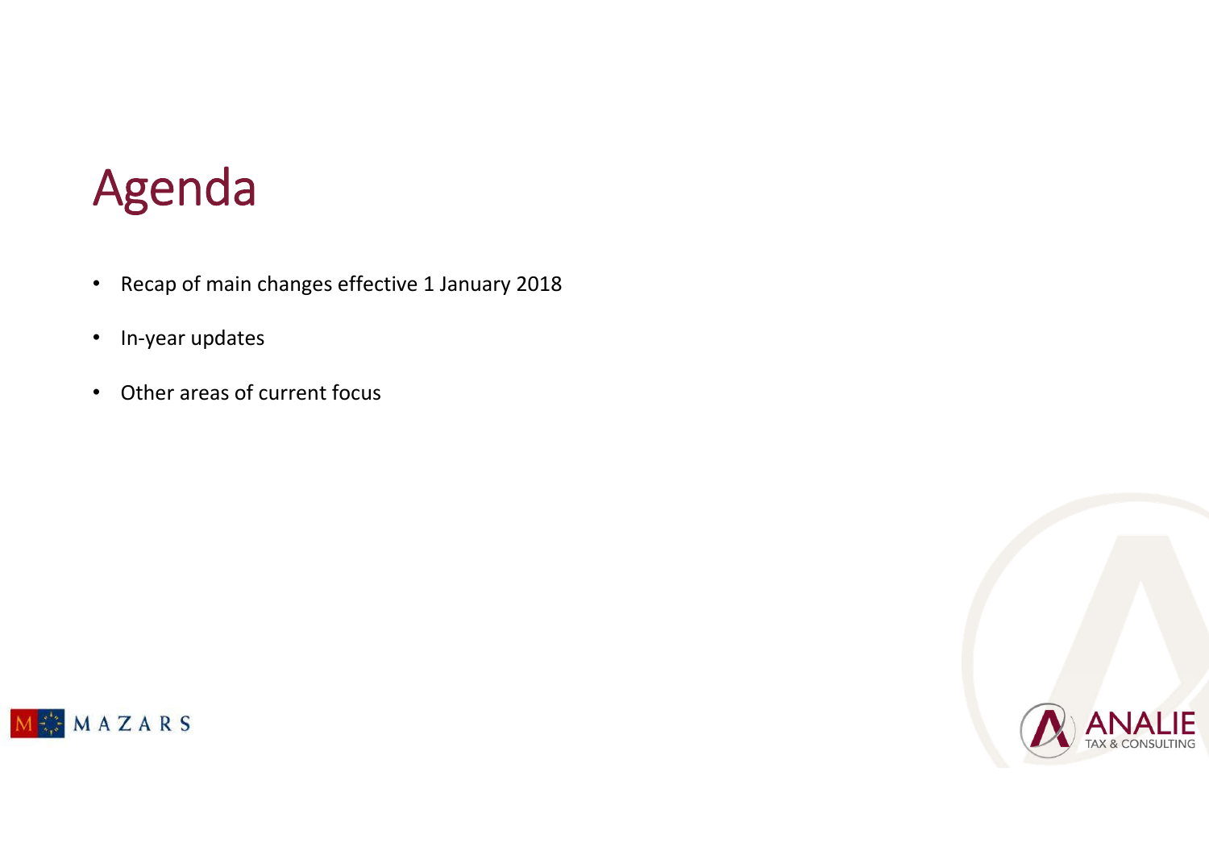# Agenda

- Recap of main changes effective 1 January 2018
- In-year updates
- Other areas of current focus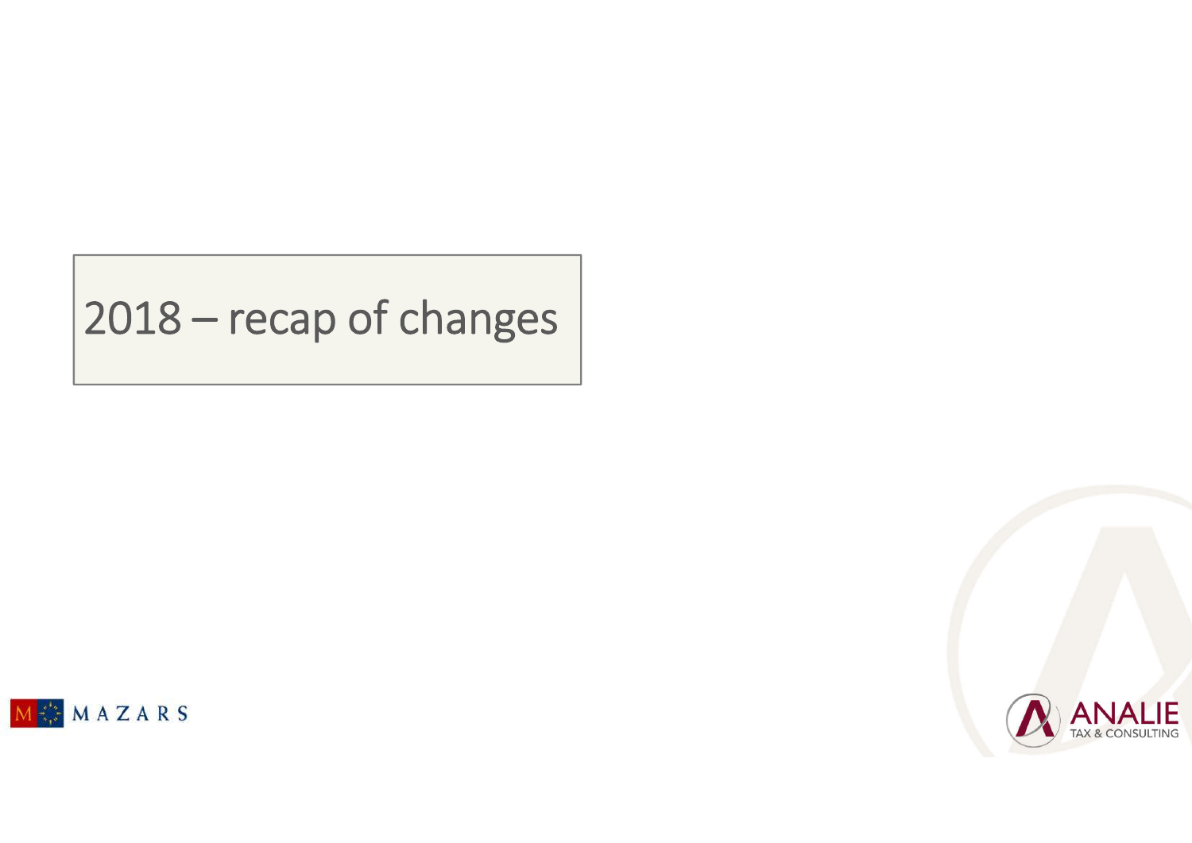# 2018 – recap of changes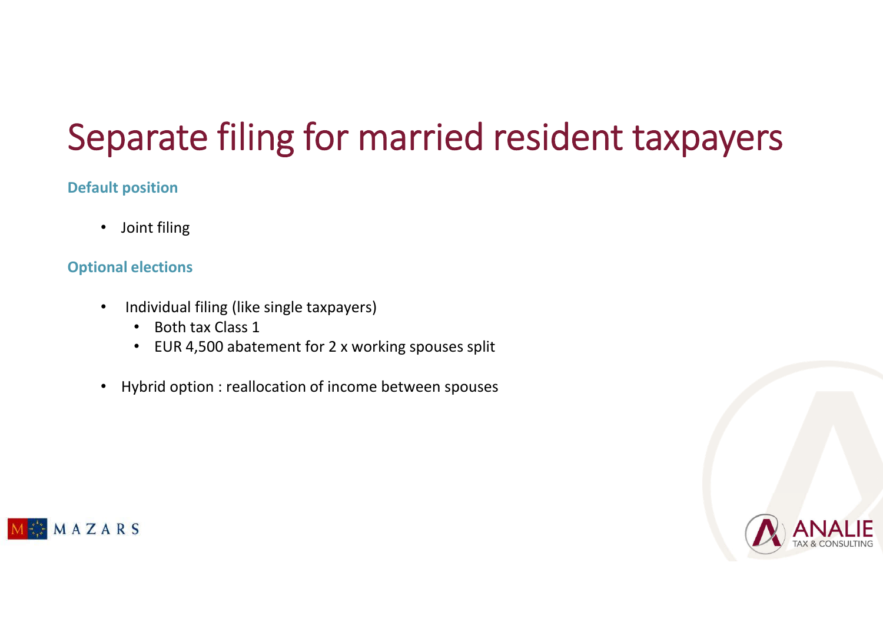# Separate filing for married resident taxpayers

**Default position**

- Joint filing

**Optional elections**

- Individual filing (like single taxpayers)
  - Both tax Class 1
  - EUR 4,500 abatement for 2 x working spouses split

- Hybrid option : reallocation of income between spouses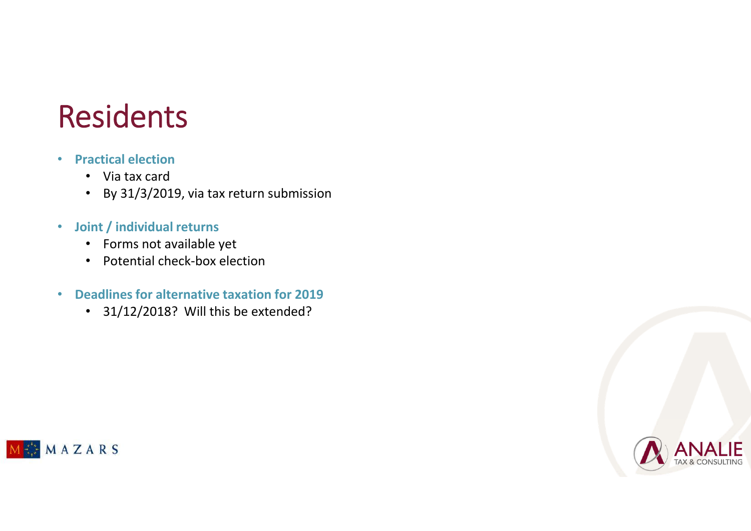# Residents

- **Practical election**
  - Via tax card
  - By 31/3/2019, via tax return submission
- **Joint / individual returns**
  - Forms not available yet
  - Potential check-box election
- **Deadlines for alternative taxation for 2019**
  - 31/12/2018? Will this be extended?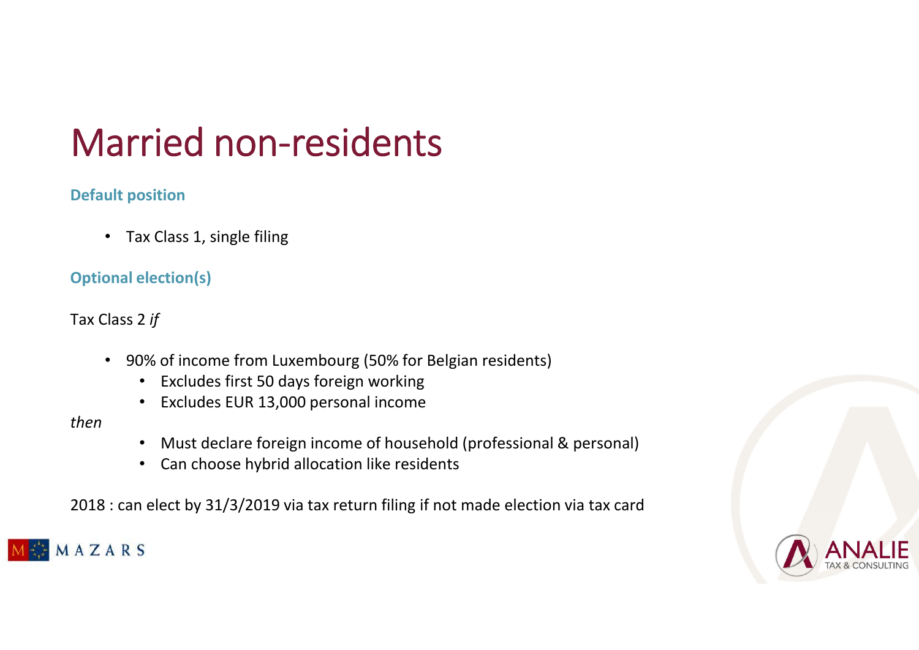# Married non-residents

**Default position**

- Tax Class 1, single filing

**Optional election(s)**

Tax Class 2 *if*

- 90% of income from Luxembourg (50% for Belgian residents)
  - Excludes first 50 days foreign working
  - Excludes EUR 13,000 personal income

*then*

  - Must declare foreign income of household (professional & personal)
  - Can choose hybrid allocation like residents

2018 : can elect by 31/3/2019 via tax return filing if not made election via tax card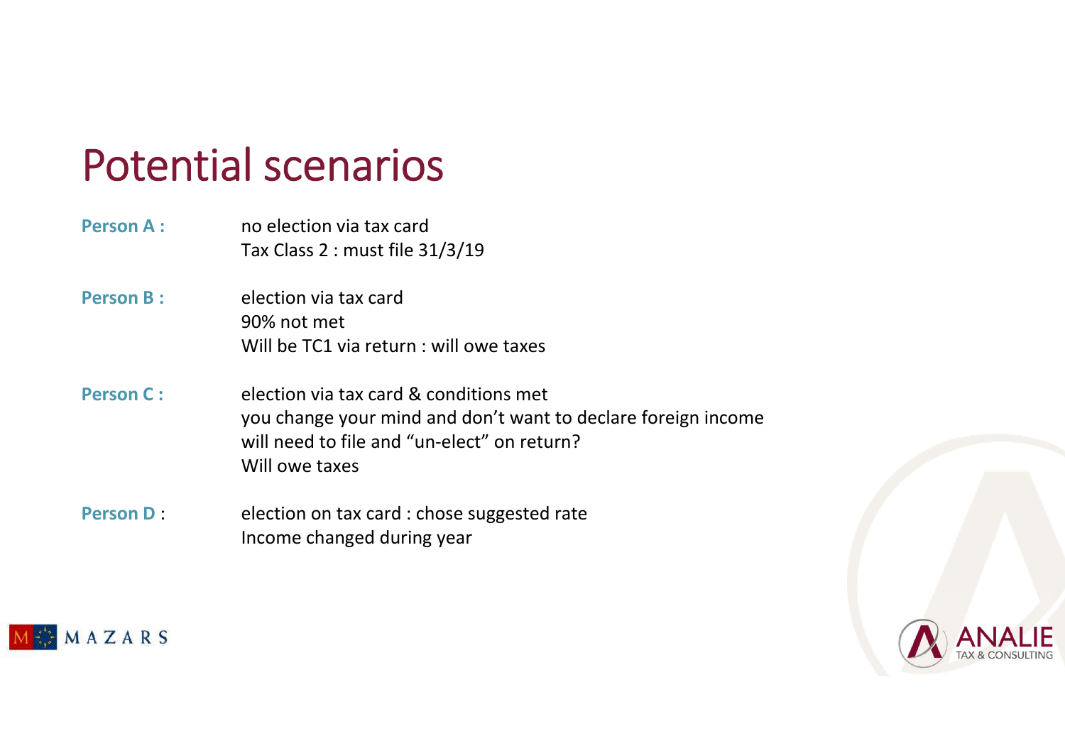# Potential scenarios

**Person A :** no election via tax card
Tax Class 2 : must file 31/3/19

**Person B :** election via tax card
90% not met
Will be TC1 via return : will owe taxes

**Person C :** election via tax card & conditions met
you change your mind and don't want to declare foreign income
will need to file and "un-elect" on return?
Will owe taxes

**Person D** : election on tax card : chose suggested rate
Income changed during year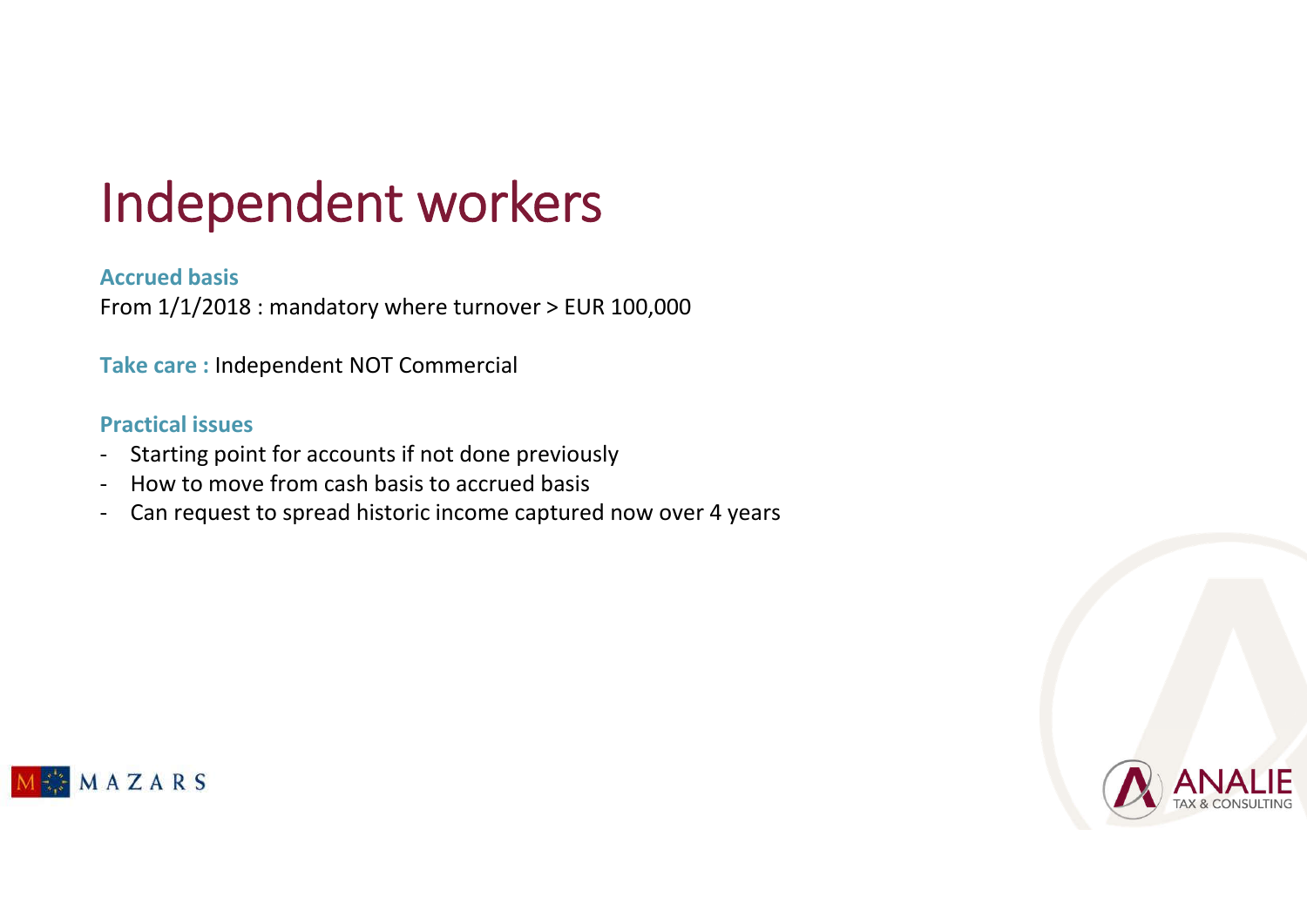# Independent workers

**Accrued basis**

From 1/1/2018 : mandatory where turnover > EUR 100,000

**Take care :** Independent NOT Commercial

**Practical issues**

- Starting point for accounts if not done previously
- How to move from cash basis to accrued basis
- Can request to spread historic income captured now over 4 years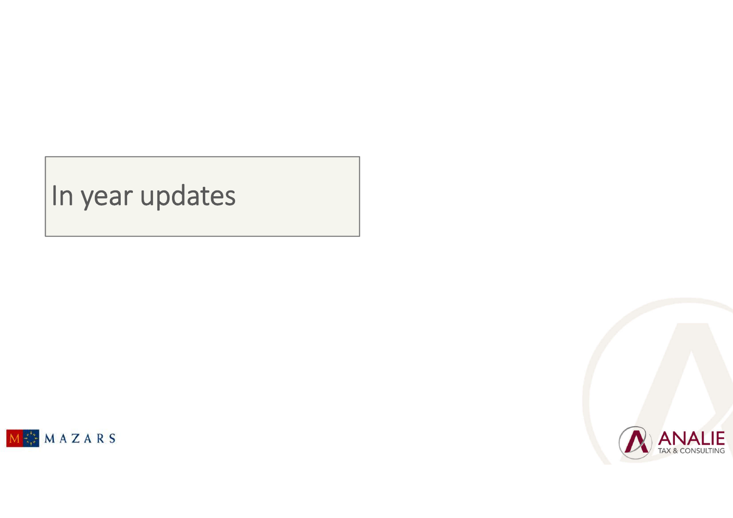# In year updates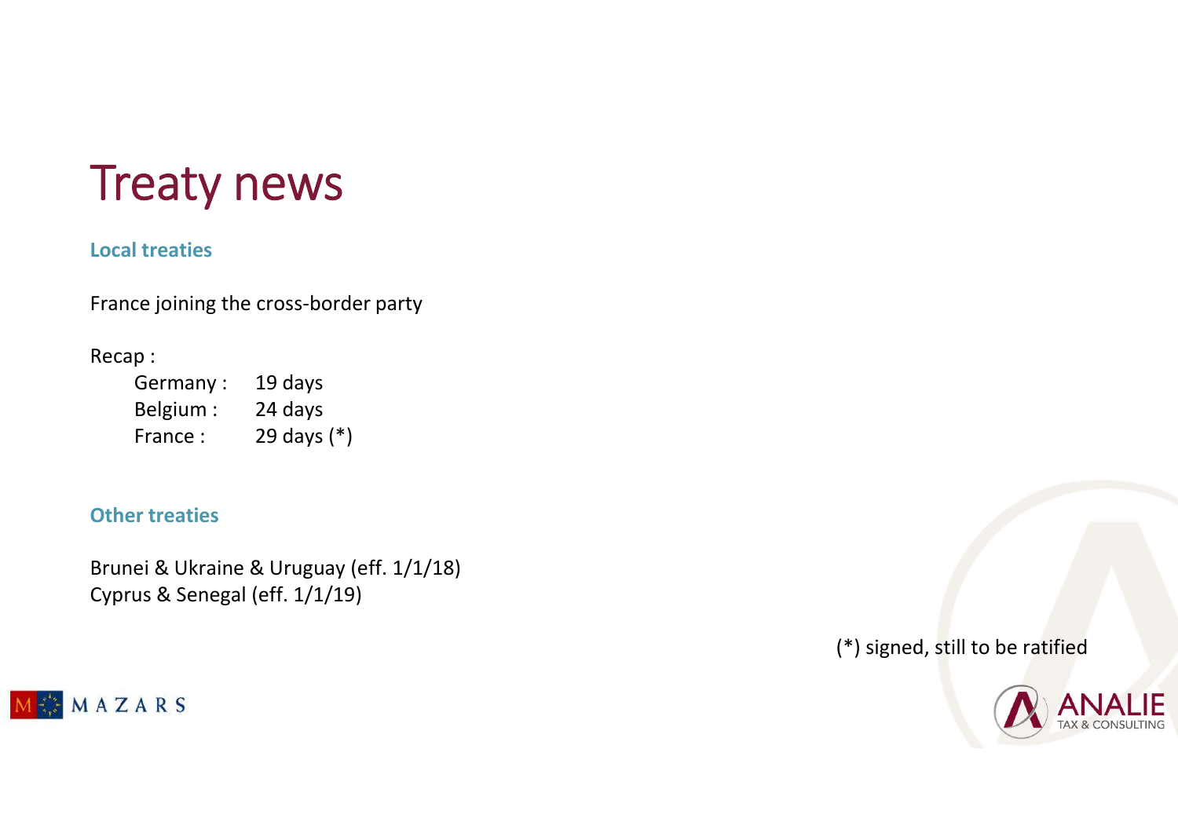# Treaty news

### Local treaties

France joining the cross-border party

Recap :

| | |
|---|---|
| Germany : | 19 days |
| Belgium : | 24 days |
| France : | 29 days (*) |

### Other treaties

Brunei & Ukraine & Uruguay (eff. 1/1/18)
Cyprus & Senegal (eff. 1/1/19)

(*) signed, still to be ratified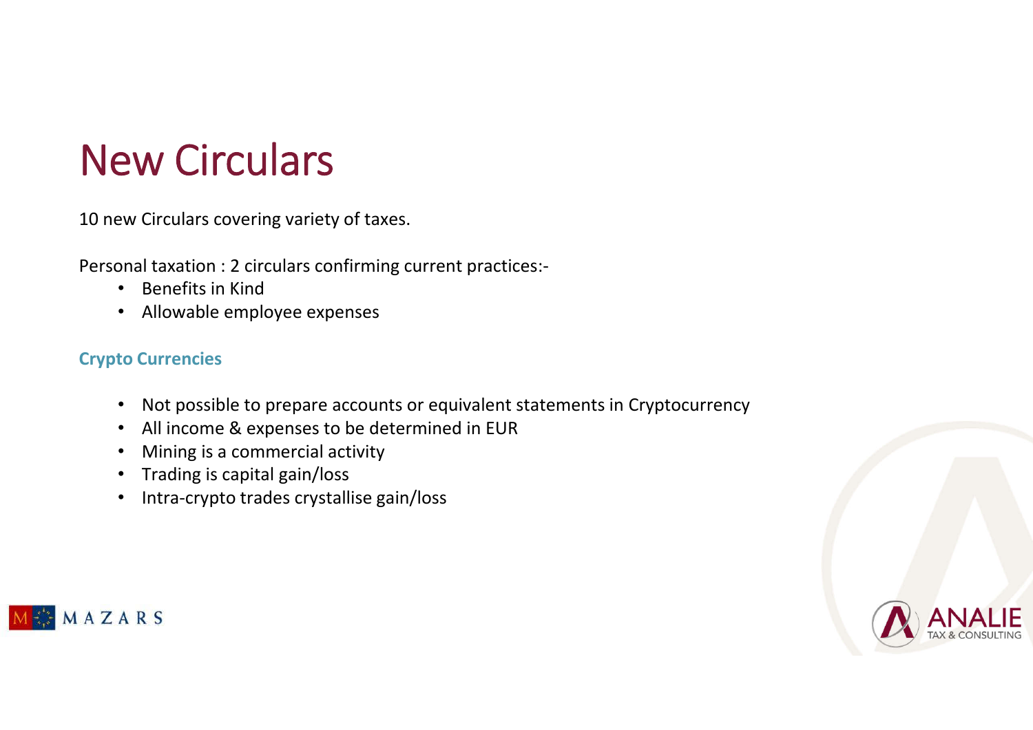# New Circulars

10 new Circulars covering variety of taxes.

Personal taxation : 2 circulars confirming current practices:-

- Benefits in Kind
- Allowable employee expenses

### Crypto Currencies

- Not possible to prepare accounts or equivalent statements in Cryptocurrency
- All income & expenses to be determined in EUR
- Mining is a commercial activity
- Trading is capital gain/loss
- Intra-crypto trades crystallise gain/loss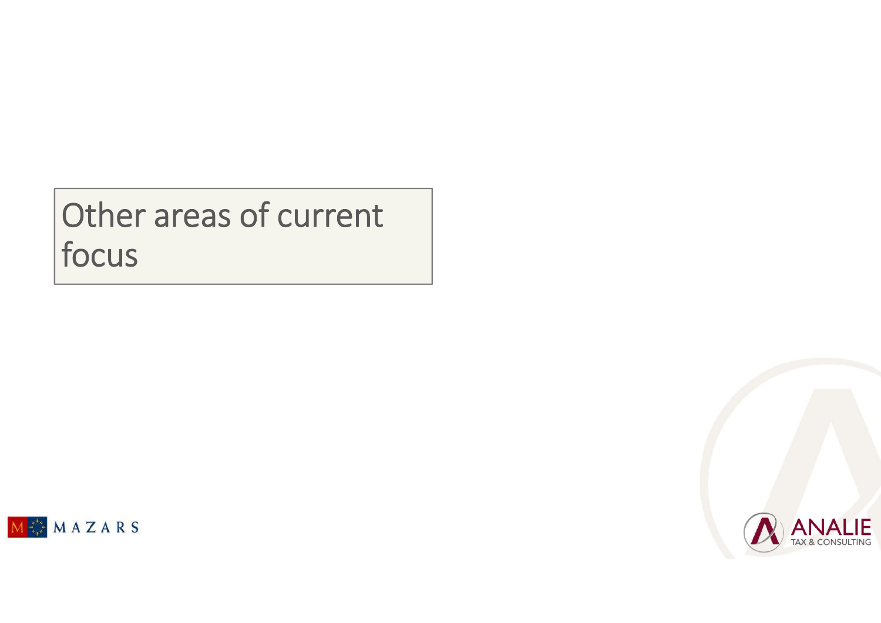# Other areas of current focus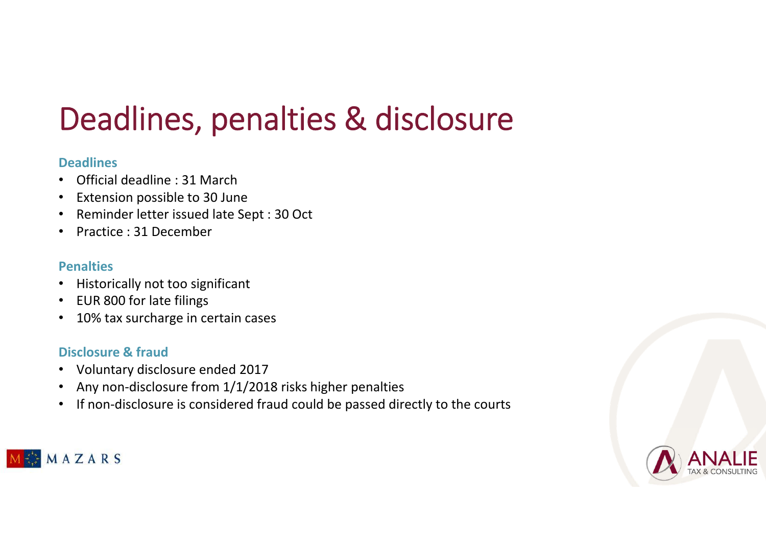# Deadlines, penalties & disclosure

### Deadlines

- Official deadline : 31 March
- Extension possible to 30 June
- Reminder letter issued late Sept : 30 Oct
- Practice : 31 December

### Penalties

- Historically not too significant
- EUR 800 for late filings
- 10% tax surcharge in certain cases

### Disclosure & fraud

- Voluntary disclosure ended 2017
- Any non-disclosure from 1/1/2018 risks higher penalties
- If non-disclosure is considered fraud could be passed directly to the courts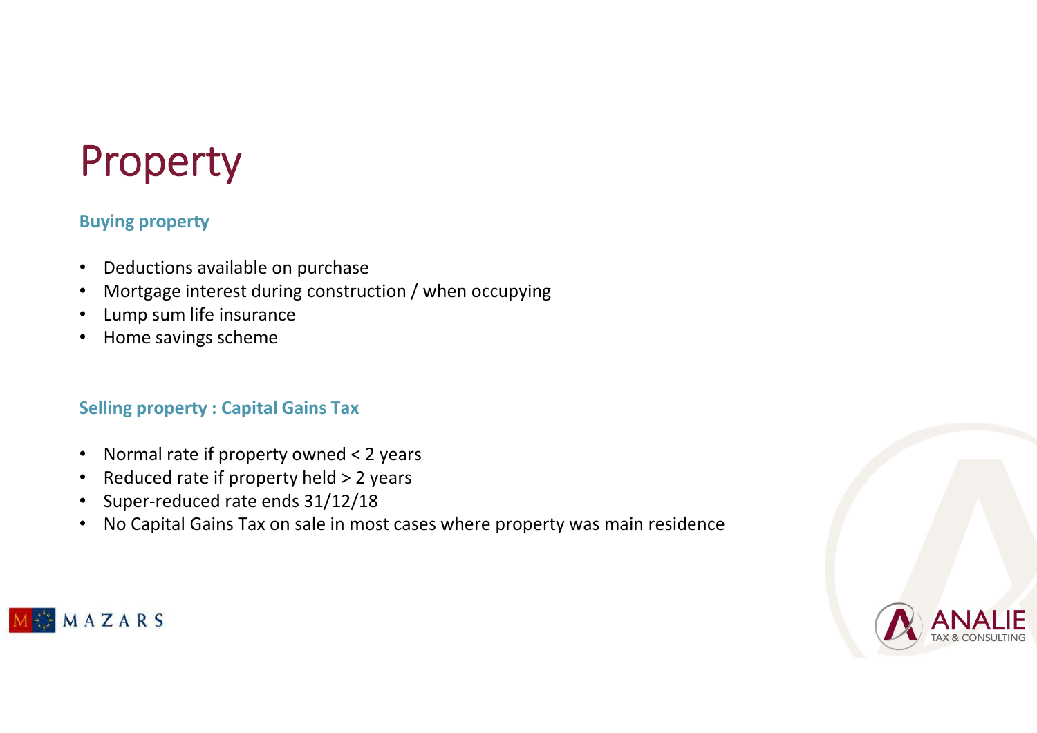# Property

### Buying property

- Deductions available on purchase
- Mortgage interest during construction / when occupying
- Lump sum life insurance
- Home savings scheme

### Selling property : Capital Gains Tax

- Normal rate if property owned < 2 years
- Reduced rate if property held > 2 years
- Super-reduced rate ends 31/12/18
- No Capital Gains Tax on sale in most cases where property was main residence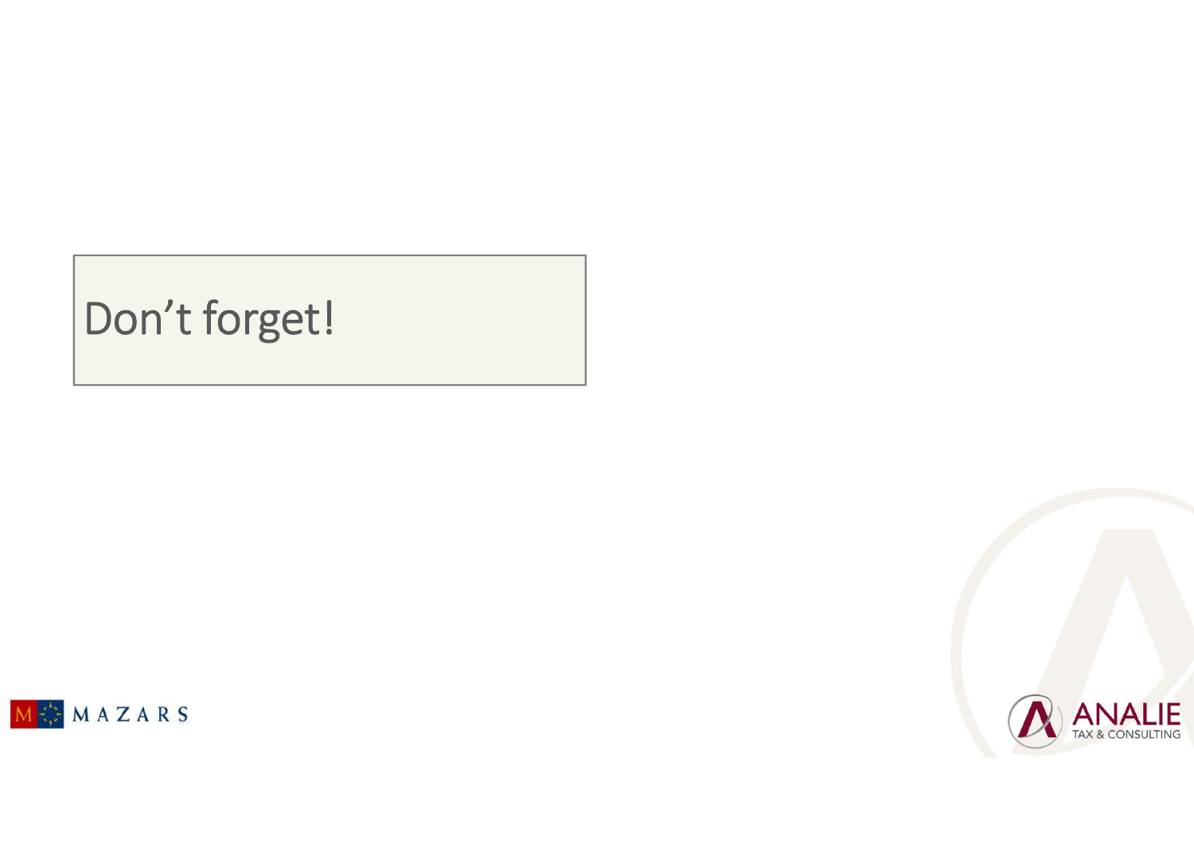# Don’t forget!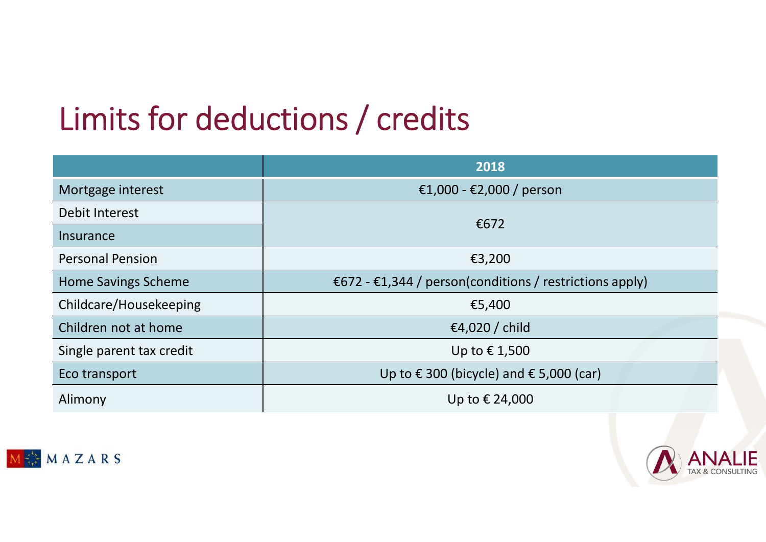# Limits for deductions / credits

| | 2018 |
|---|---|
| Mortgage interest | €1,000 - €2,000 / person |
| Debit Interest | €672 |
| Insurance | |
| Personal Pension | €3,200 |
| Home Savings Scheme | €672 - €1,344 / person(conditions / restrictions apply) |
| Childcare/Housekeeping | €5,400 |
| Children not at home | €4,020 / child |
| Single parent tax credit | Up to € 1,500 |
| Eco transport | Up to € 300 (bicycle) and € 5,000 (car) |
| Alimony | Up to € 24,000 |

MAZARS

ANALIE TAX & CONSULTING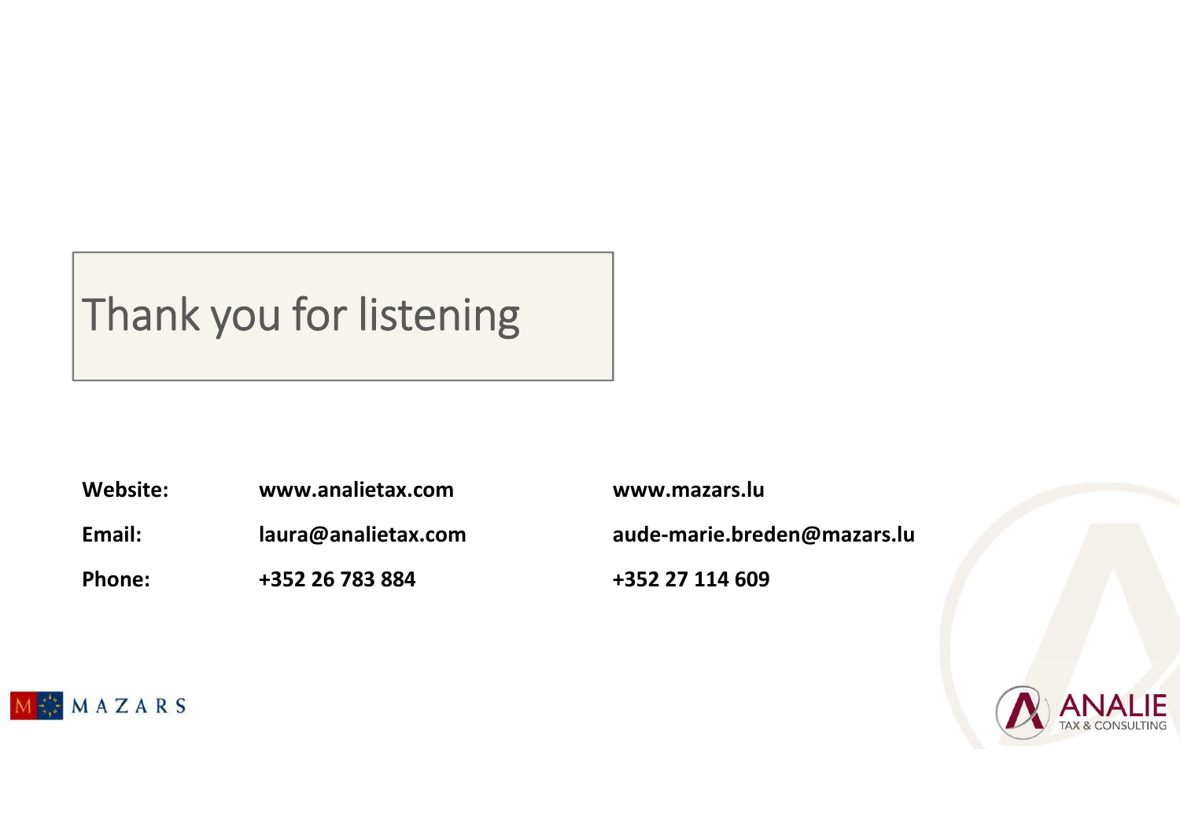# Thank you for listening

| | | |
|---|---|---|
| **Website:** | **www.analietax.com** | **www.mazars.lu** |
| **Email:** | **laura@analietax.com** | **aude-marie.breden@mazars.lu** |
| **Phone:** | **+352 26 783 884** | **+352 27 114 609** |

MAZARS

ANALIE TAX & CONSULTING